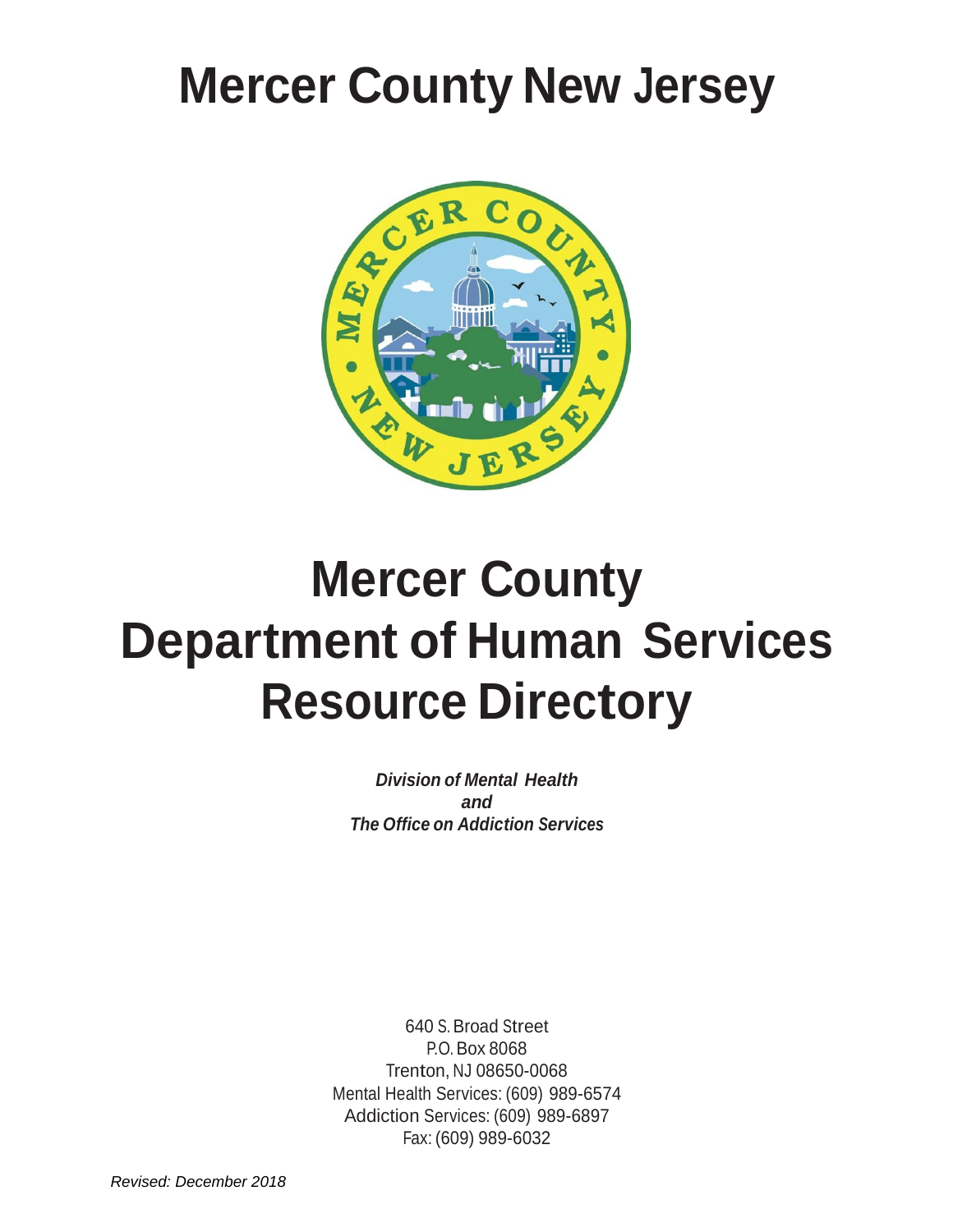# Mercer County New Jersey

# Mercer County Department of Human Services Resource Directory

***Division of Mental Health***
***and***
***The Office on Addiction Services***

640 S. Broad Street
P.O. Box 8068
Trenton, NJ 08650-0068
Mental Health Services: (609) 989-6574
Addiction Services: (609) 989-6897
Fax: (609) 989-6032

*Revised: December 2018*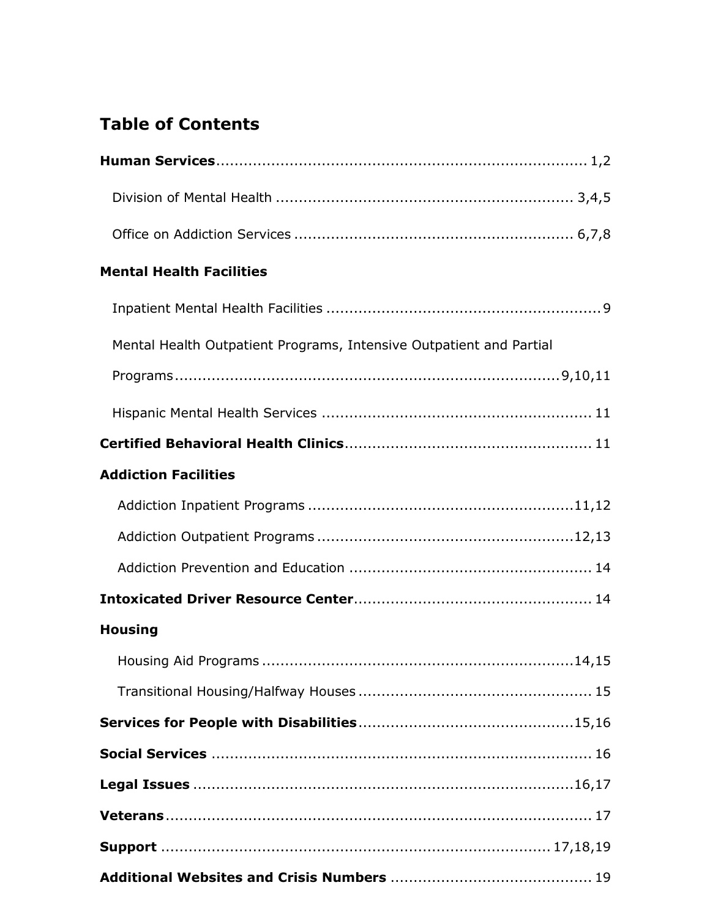# Table of Contents

**Human Services** ................................................................................ 1,2

- Division of Mental Health ................................................................ 3,4,5
- Office on Addiction Services ............................................................ 6,7,8

**Mental Health Facilities**

- Inpatient Mental Health Facilities ........................................................... 9
- Mental Health Outpatient Programs, Intensive Outpatient and Partial Programs .................................................................................. 9,10,11
- Hispanic Mental Health Services .......................................................... 11

**Certified Behavioral Health Clinics** ..................................................... 11

**Addiction Facilities**

- Addiction Inpatient Programs ......................................................... 11,12
- Addiction Outpatient Programs ....................................................... 12,13
- Addiction Prevention and Education .................................................... 14

**Intoxicated Driver Resource Center** ................................................... 14

**Housing**

- Housing Aid Programs ................................................................... 14,15
- Transitional Housing/Halfway Houses .................................................. 15

**Services for People with Disabilities** ............................................... 15,16

**Social Services** ................................................................................... 16

**Legal Issues** ................................................................................... 16,17

**Veterans** ........................................................................................... 17

**Support** ................................................................................. 17,18,19

**Additional Websites and Crisis Numbers** ........................................... 19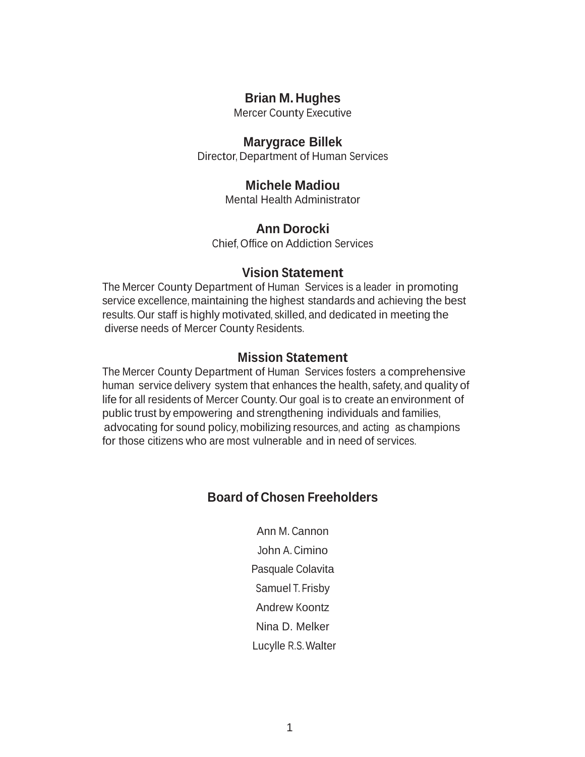**Brian M. Hughes**
Mercer County Executive

**Marygrace Billek**
Director, Department of Human Services

**Michele Madiou**
Mental Health Administrator

**Ann Dorocki**
Chief, Office on Addiction Services

## Vision Statement

The Mercer County Department of Human Services is a leader in promoting service excellence, maintaining the highest standards and achieving the best results. Our staff is highly motivated, skilled, and dedicated in meeting the diverse needs of Mercer County Residents.

## Mission Statement

The Mercer County Department of Human Services fosters a comprehensive human service delivery system that enhances the health, safety, and quality of life for all residents of Mercer County. Our goal is to create an environment of public trust by empowering and strengthening individuals and families, advocating for sound policy, mobilizing resources, and acting as champions for those citizens who are most vulnerable and in need of services.

## Board of Chosen Freeholders

Ann M. Cannon
John A. Cimino
Pasquale Colavita
Samuel T. Frisby
Andrew Koontz
Nina D. Melker
Lucylle R.S. Walter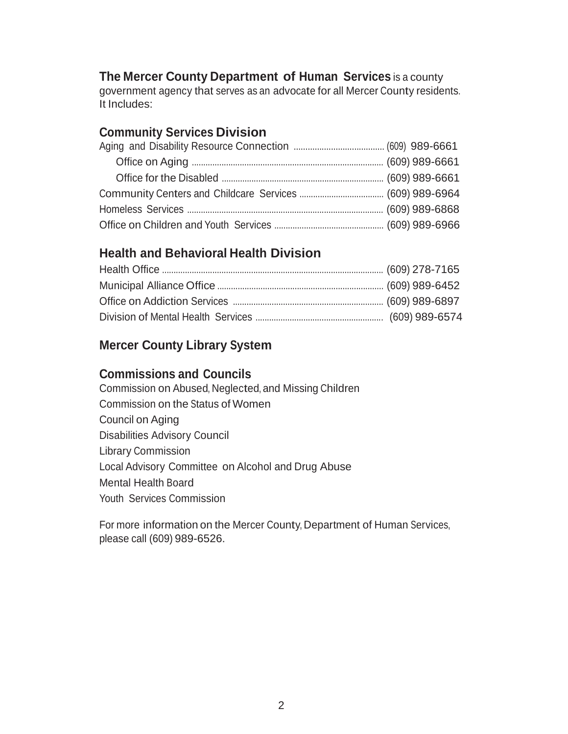**The Mercer County Department of Human Services** is a county government agency that serves as an advocate for all Mercer County residents. It Includes:

## Community Services Division

| | |
|---|---|
| Aging and Disability Resource Connection | (609) 989-6661 |
| Office on Aging | (609) 989-6661 |
| Office for the Disabled | (609) 989-6661 |
| Community Centers and Childcare Services | (609) 989-6964 |
| Homeless Services | (609) 989-6868 |
| Office on Children and Youth Services | (609) 989-6966 |

## Health and Behavioral Health Division

| | |
|---|---|
| Health Office | (609) 278-7165 |
| Municipal Alliance Office | (609) 989-6452 |
| Office on Addiction Services | (609) 989-6897 |
| Division of Mental Health Services | (609) 989-6574 |

## Mercer County Library System

## Commissions and Councils

Commission on Abused, Neglected, and Missing Children
Commission on the Status of Women
Council on Aging
Disabilities Advisory Council
Library Commission
Local Advisory Committee on Alcohol and Drug Abuse
Mental Health Board
Youth Services Commission

For more information on the Mercer County, Department of Human Services, please call (609) 989-6526.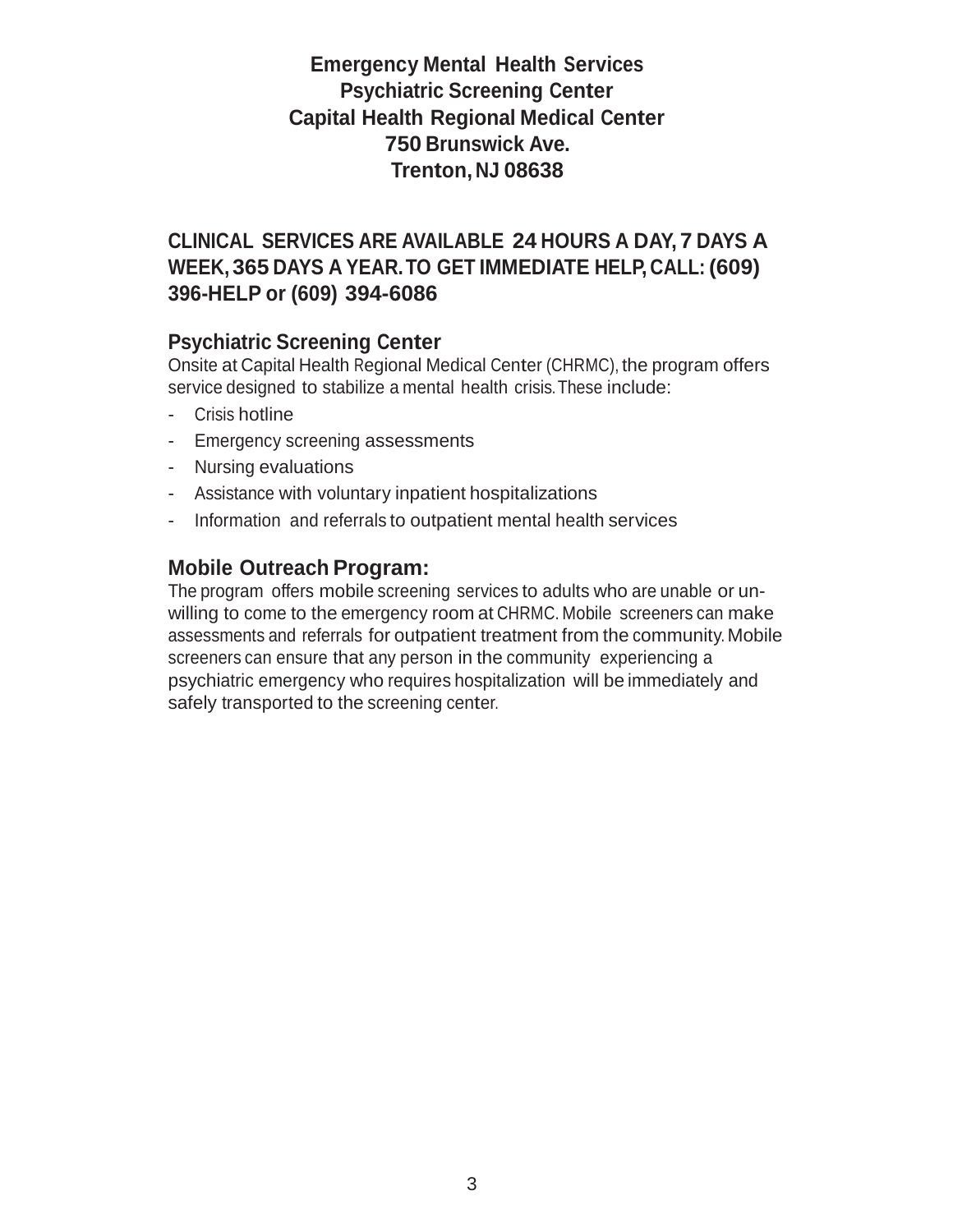**Emergency Mental Health Services**
**Psychiatric Screening Center**
**Capital Health Regional Medical Center**
**750 Brunswick Ave.**
**Trenton, NJ 08638**

**CLINICAL SERVICES ARE AVAILABLE 24 HOURS A DAY, 7 DAYS A WEEK, 365 DAYS A YEAR. TO GET IMMEDIATE HELP, CALL: (609) 396-HELP or (609) 394-6086**

## Psychiatric Screening Center

Onsite at Capital Health Regional Medical Center (CHRMC), the program offers service designed to stabilize a mental health crisis. These include:

- Crisis hotline
- Emergency screening assessments
- Nursing evaluations
- Assistance with voluntary inpatient hospitalizations
- Information and referrals to outpatient mental health services

## Mobile Outreach Program:

The program offers mobile screening services to adults who are unable or unwilling to come to the emergency room at CHRMC. Mobile screeners can make assessments and referrals for outpatient treatment from the community. Mobile screeners can ensure that any person in the community experiencing a psychiatric emergency who requires hospitalization will be immediately and safely transported to the screening center.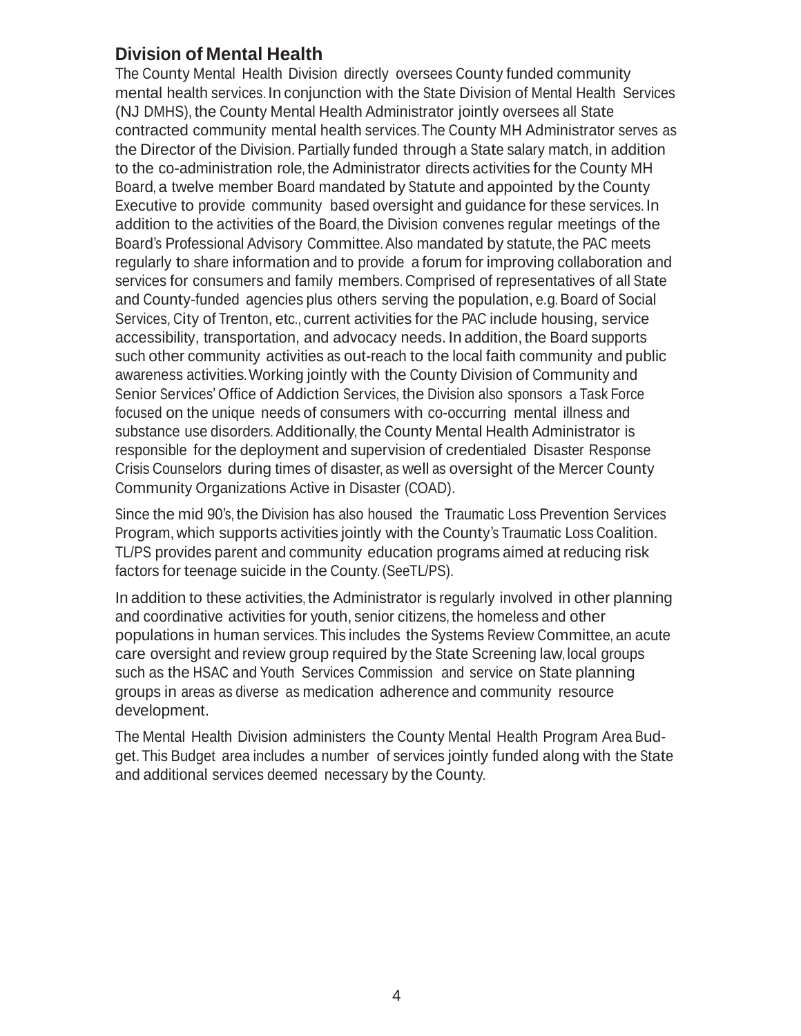## Division of Mental Health

The County Mental Health Division directly oversees County funded community mental health services. In conjunction with the State Division of Mental Health Services (NJ DMHS), the County Mental Health Administrator jointly oversees all State contracted community mental health services. The County MH Administrator serves as the Director of the Division. Partially funded through a State salary match, in addition to the co-administration role, the Administrator directs activities for the County MH Board, a twelve member Board mandated by Statute and appointed by the County Executive to provide community based oversight and guidance for these services. In addition to the activities of the Board, the Division convenes regular meetings of the Board's Professional Advisory Committee. Also mandated by statute, the PAC meets regularly to share information and to provide a forum for improving collaboration and services for consumers and family members. Comprised of representatives of all State and County-funded agencies plus others serving the population, e.g. Board of Social Services, City of Trenton, etc., current activities for the PAC include housing, service accessibility, transportation, and advocacy needs. In addition, the Board supports such other community activities as out-reach to the local faith community and public awareness activities. Working jointly with the County Division of Community and Senior Services' Office of Addiction Services, the Division also sponsors a Task Force focused on the unique needs of consumers with co-occurring mental illness and substance use disorders. Additionally, the County Mental Health Administrator is responsible for the deployment and supervision of credentialed Disaster Response Crisis Counselors during times of disaster, as well as oversight of the Mercer County Community Organizations Active in Disaster (COAD).

Since the mid 90's, the Division has also housed the Traumatic Loss Prevention Services Program, which supports activities jointly with the County's Traumatic Loss Coalition. TL/PS provides parent and community education programs aimed at reducing risk factors for teenage suicide in the County. (SeeTL/PS).

In addition to these activities, the Administrator is regularly involved in other planning and coordinative activities for youth, senior citizens, the homeless and other populations in human services. This includes the Systems Review Committee, an acute care oversight and review group required by the State Screening law, local groups such as the HSAC and Youth Services Commission and service on State planning groups in areas as diverse as medication adherence and community resource development.

The Mental Health Division administers the County Mental Health Program Area Budget. This Budget area includes a number of services jointly funded along with the State and additional services deemed necessary by the County.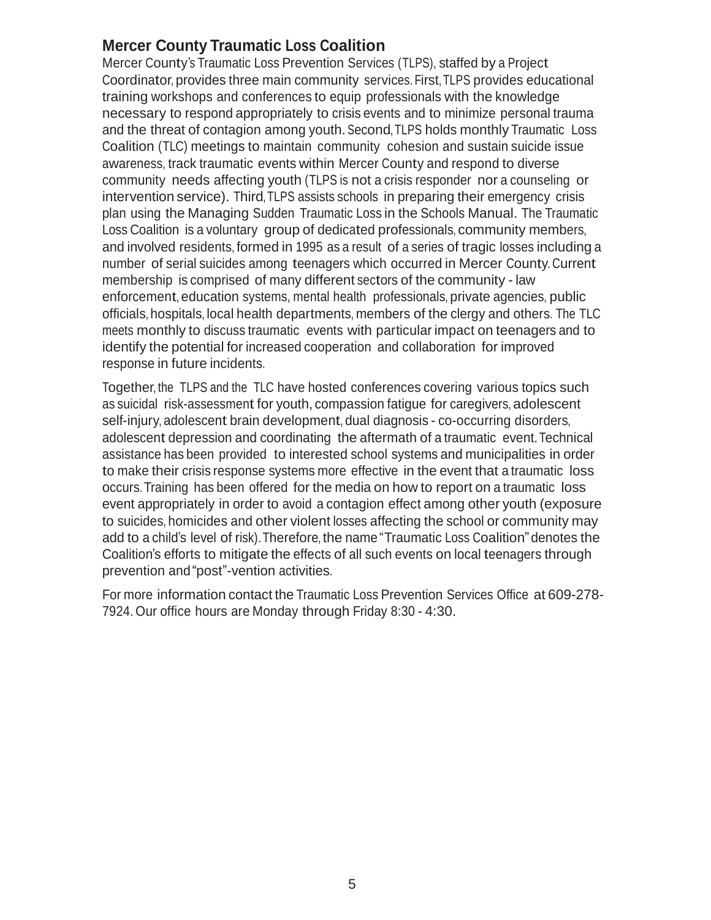## Mercer County Traumatic Loss Coalition

Mercer County's Traumatic Loss Prevention Services (TLPS), staffed by a Project Coordinator, provides three main community services. First, TLPS provides educational training workshops and conferences to equip professionals with the knowledge necessary to respond appropriately to crisis events and to minimize personal trauma and the threat of contagion among youth. Second, TLPS holds monthly Traumatic Loss Coalition (TLC) meetings to maintain community cohesion and sustain suicide issue awareness, track traumatic events within Mercer County and respond to diverse community needs affecting youth (TLPS is not a crisis responder nor a counseling or intervention service). Third, TLPS assists schools in preparing their emergency crisis plan using the Managing Sudden Traumatic Loss in the Schools Manual. The Traumatic Loss Coalition is a voluntary group of dedicated professionals, community members, and involved residents, formed in 1995 as a result of a series of tragic losses including a number of serial suicides among teenagers which occurred in Mercer County. Current membership is comprised of many different sectors of the community - law enforcement, education systems, mental health professionals, private agencies, public officials, hospitals, local health departments, members of the clergy and others. The TLC meets monthly to discuss traumatic events with particular impact on teenagers and to identify the potential for increased cooperation and collaboration for improved response in future incidents.

Together, the TLPS and the TLC have hosted conferences covering various topics such as suicidal risk-assessment for youth, compassion fatigue for caregivers, adolescent self-injury, adolescent brain development, dual diagnosis - co-occurring disorders, adolescent depression and coordinating the aftermath of a traumatic event. Technical assistance has been provided to interested school systems and municipalities in order to make their crisis response systems more effective in the event that a traumatic loss occurs. Training has been offered for the media on how to report on a traumatic loss event appropriately in order to avoid a contagion effect among other youth (exposure to suicides, homicides and other violent losses affecting the school or community may add to a child's level of risk). Therefore, the name "Traumatic Loss Coalition" denotes the Coalition's efforts to mitigate the effects of all such events on local teenagers through prevention and "post"-vention activities.

For more information contact the Traumatic Loss Prevention Services Office at 609-278-7924. Our office hours are Monday through Friday 8:30 - 4:30.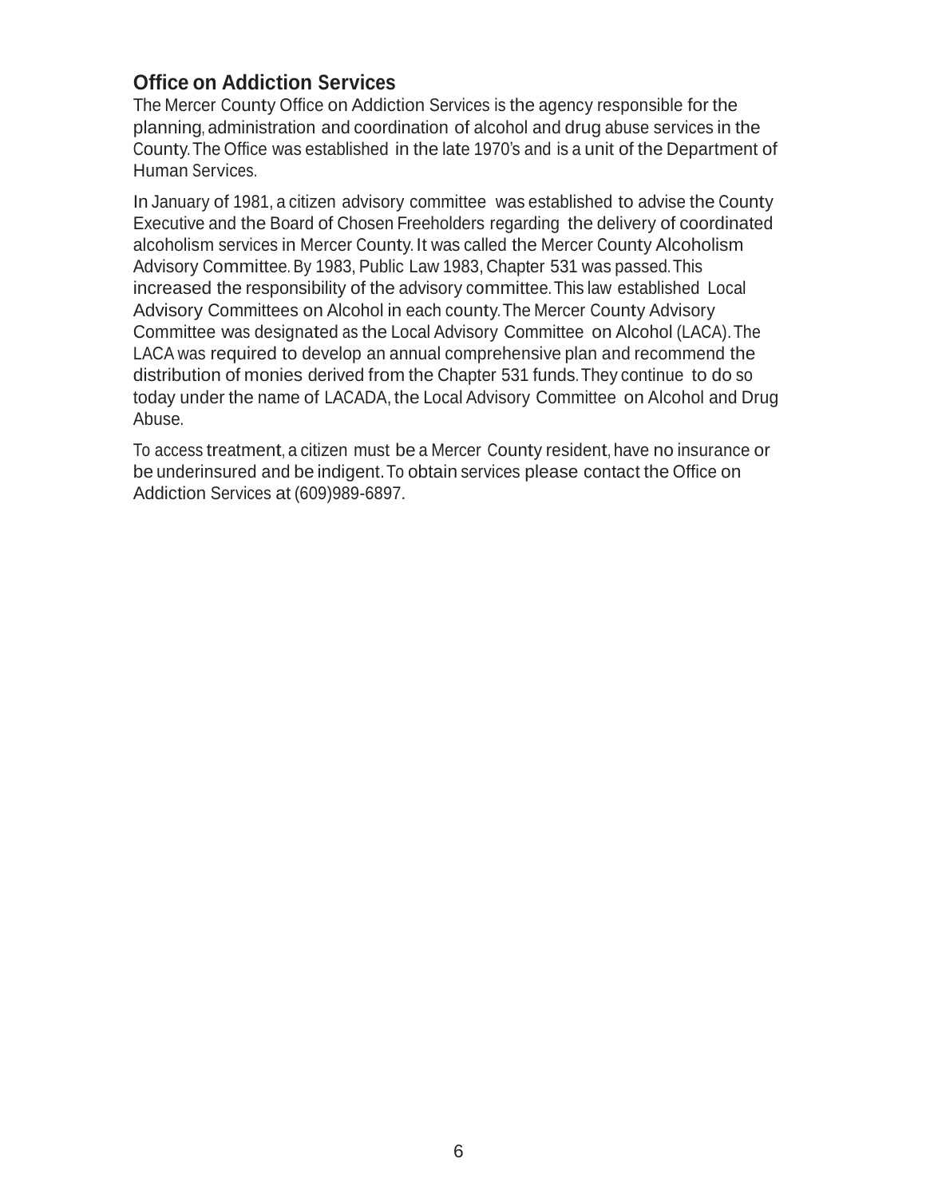## Office on Addiction Services

The Mercer County Office on Addiction Services is the agency responsible for the planning, administration and coordination of alcohol and drug abuse services in the County. The Office was established in the late 1970's and is a unit of the Department of Human Services.

In January of 1981, a citizen advisory committee was established to advise the County Executive and the Board of Chosen Freeholders regarding the delivery of coordinated alcoholism services in Mercer County. It was called the Mercer County Alcoholism Advisory Committee. By 1983, Public Law 1983, Chapter 531 was passed. This increased the responsibility of the advisory committee. This law established Local Advisory Committees on Alcohol in each county. The Mercer County Advisory Committee was designated as the Local Advisory Committee on Alcohol (LACA). The LACA was required to develop an annual comprehensive plan and recommend the distribution of monies derived from the Chapter 531 funds. They continue to do so today under the name of LACADA, the Local Advisory Committee on Alcohol and Drug Abuse.

To access treatment, a citizen must be a Mercer County resident, have no insurance or be underinsured and be indigent. To obtain services please contact the Office on Addiction Services at (609)989-6897.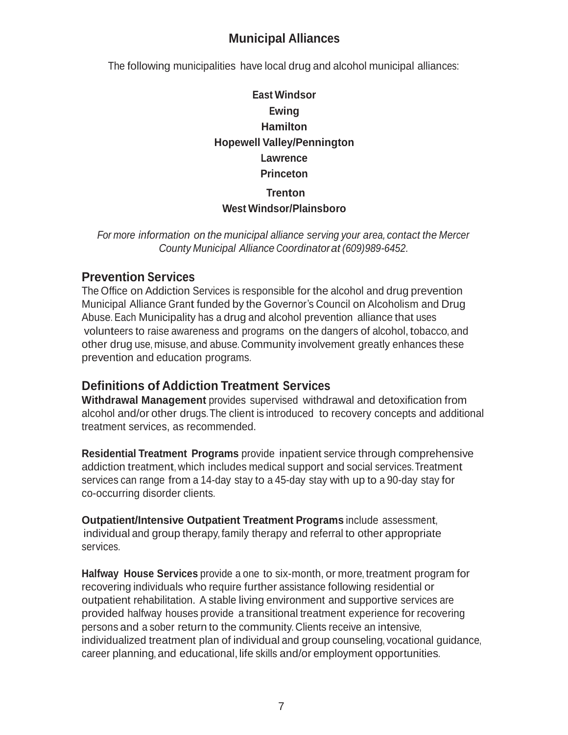## Municipal Alliances

The following municipalities have local drug and alcohol municipal alliances:

**East Windsor**
**Ewing**
**Hamilton**
**Hopewell Valley/Pennington**
**Lawrence**
**Princeton**
**Trenton**
**West Windsor/Plainsboro**

*For more information on the municipal alliance serving your area, contact the Mercer County Municipal Alliance Coordinator at (609)989-6452.*

### Prevention Services

The Office on Addiction Services is responsible for the alcohol and drug prevention Municipal Alliance Grant funded by the Governor's Council on Alcoholism and Drug Abuse. Each Municipality has a drug and alcohol prevention alliance that uses volunteers to raise awareness and programs on the dangers of alcohol, tobacco, and other drug use, misuse, and abuse. Community involvement greatly enhances these prevention and education programs.

### Definitions of Addiction Treatment Services

**Withdrawal Management** provides supervised withdrawal and detoxification from alcohol and/or other drugs. The client is introduced to recovery concepts and additional treatment services, as recommended.

**Residential Treatment Programs** provide inpatient service through comprehensive addiction treatment, which includes medical support and social services. Treatment services can range from a 14-day stay to a 45-day stay with up to a 90-day stay for co-occurring disorder clients.

**Outpatient/Intensive Outpatient Treatment Programs** include assessment, individual and group therapy, family therapy and referral to other appropriate services.

**Halfway House Services** provide a one to six-month, or more, treatment program for recovering individuals who require further assistance following residential or outpatient rehabilitation. A stable living environment and supportive services are provided halfway houses provide a transitional treatment experience for recovering persons and a sober return to the community. Clients receive an intensive, individualized treatment plan of individual and group counseling, vocational guidance, career planning, and educational, life skills and/or employment opportunities.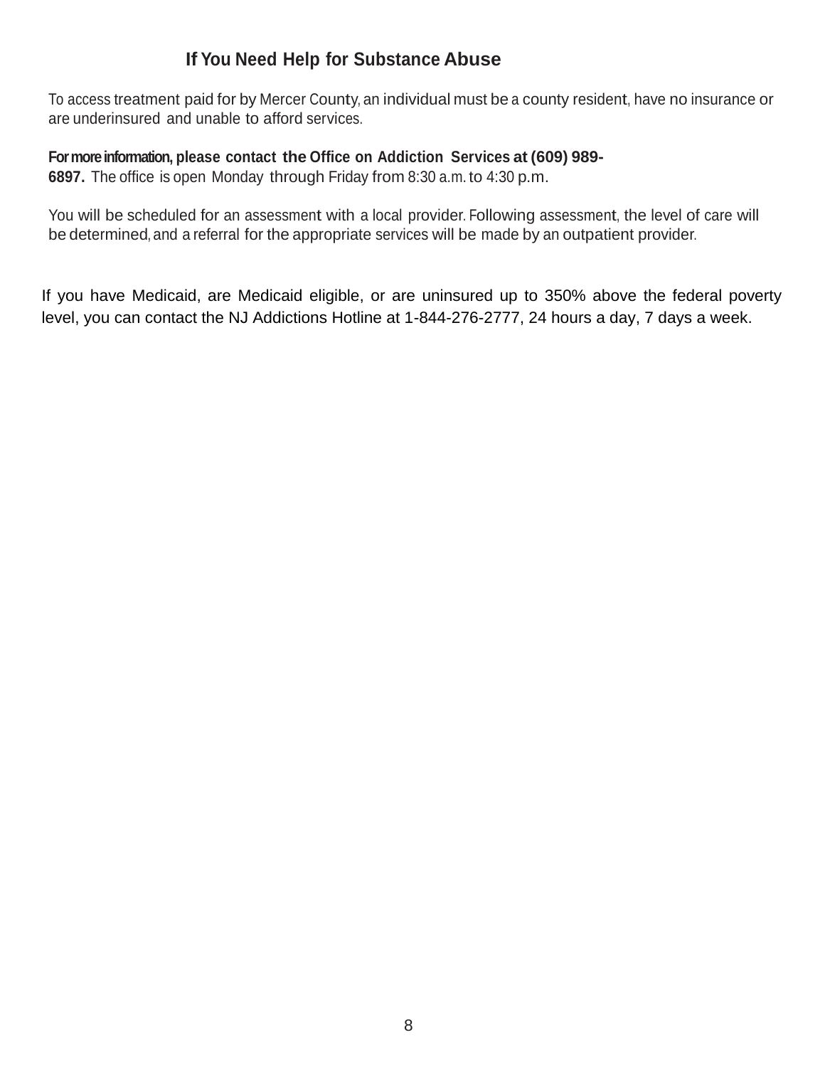## If You Need Help for Substance Abuse

To access treatment paid for by Mercer County, an individual must be a county resident, have no insurance or are underinsured and unable to afford services.

**For more information, please contact the Office on Addiction Services at (609) 989-6897.** The office is open Monday through Friday from 8:30 a.m. to 4:30 p.m.

You will be scheduled for an assessment with a local provider. Following assessment, the level of care will be determined, and a referral for the appropriate services will be made by an outpatient provider.

If you have Medicaid, are Medicaid eligible, or are uninsured up to 350% above the federal poverty level, you can contact the NJ Addictions Hotline at 1-844-276-2777, 24 hours a day, 7 days a week.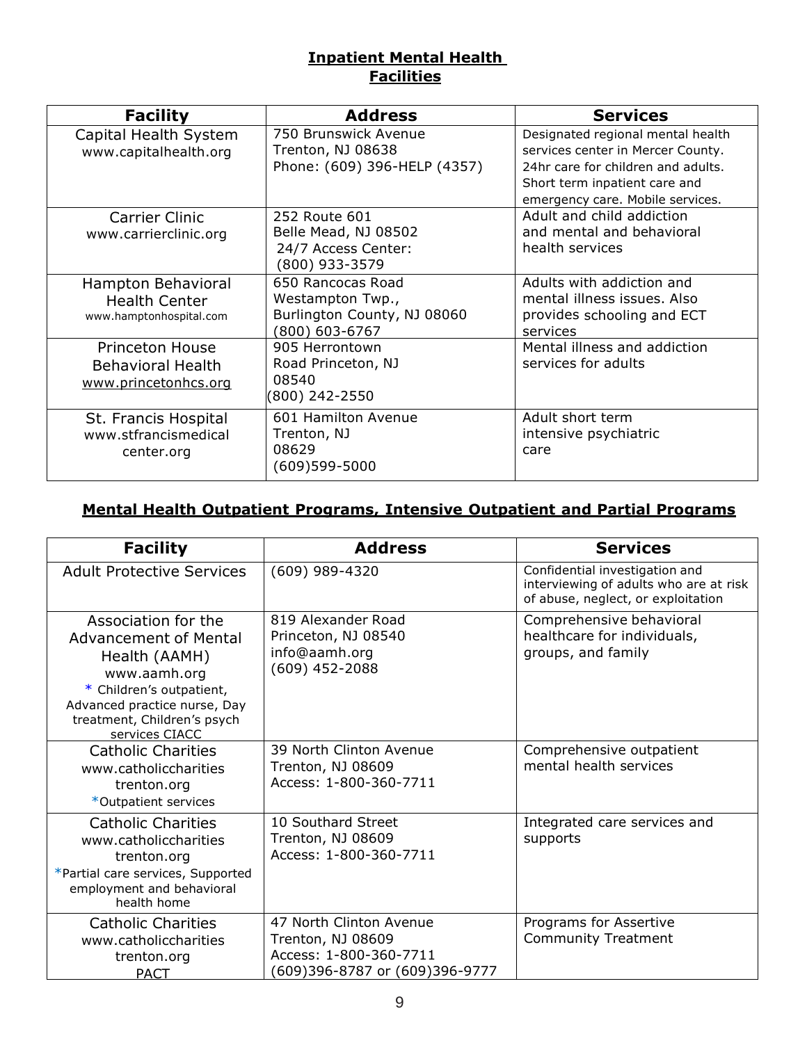## Inpatient Mental Health Facilities

| Facility | Address | Services |
|---|---|---|
| Capital Health System www.capitalhealth.org | 750 Brunswick Avenue Trenton, NJ 08638 Phone: (609) 396-HELP (4357) | Designated regional mental health services center in Mercer County. 24hr care for children and adults. Short term inpatient care and emergency care. Mobile services. |
| Carrier Clinic www.carrierclinic.org | 252 Route 601 Belle Mead, NJ 08502 24/7 Access Center: (800) 933-3579 | Adult and child addiction and mental and behavioral health services |
| Hampton Behavioral Health Center www.hamptonhospital.com | 650 Rancocas Road Westampton Twp., Burlington County, NJ 08060 (800) 603-6767 | Adults with addiction and mental illness issues. Also provides schooling and ECT services |
| Princeton House Behavioral Health www.princetonhcs.org | 905 Herrontown Road Princeton, NJ 08540 (800) 242-2550 | Mental illness and addiction services for adults |
| St. Francis Hospital www.stfrancismedical center.org | 601 Hamilton Avenue Trenton, NJ 08629 (609)599-5000 | Adult short term intensive psychiatric care |

## Mental Health Outpatient Programs, Intensive Outpatient and Partial Programs

| Facility | Address | Services |
|---|---|---|
| Adult Protective Services | (609) 989-4320 | Confidential investigation and interviewing of adults who are at risk of abuse, neglect, or exploitation |
| Association for the Advancement of Mental Health (AAMH) www.aamh.org * Children's outpatient, Advanced practice nurse, Day treatment, Children's psych services CIACC | 819 Alexander Road Princeton, NJ 08540 info@aamh.org (609) 452-2088 | Comprehensive behavioral healthcare for individuals, groups, and family |
| Catholic Charities www.catholiccharities trenton.org *Outpatient services | 39 North Clinton Avenue Trenton, NJ 08609 Access: 1-800-360-7711 | Comprehensive outpatient mental health services |
| Catholic Charities www.catholiccharities trenton.org *Partial care services, Supported employment and behavioral health home | 10 Southard Street Trenton, NJ 08609 Access: 1-800-360-7711 | Integrated care services and supports |
| Catholic Charities www.catholiccharities trenton.org PACT | 47 North Clinton Avenue Trenton, NJ 08609 Access: 1-800-360-7711 (609)396-8787 or (609)396-9777 | Programs for Assertive Community Treatment |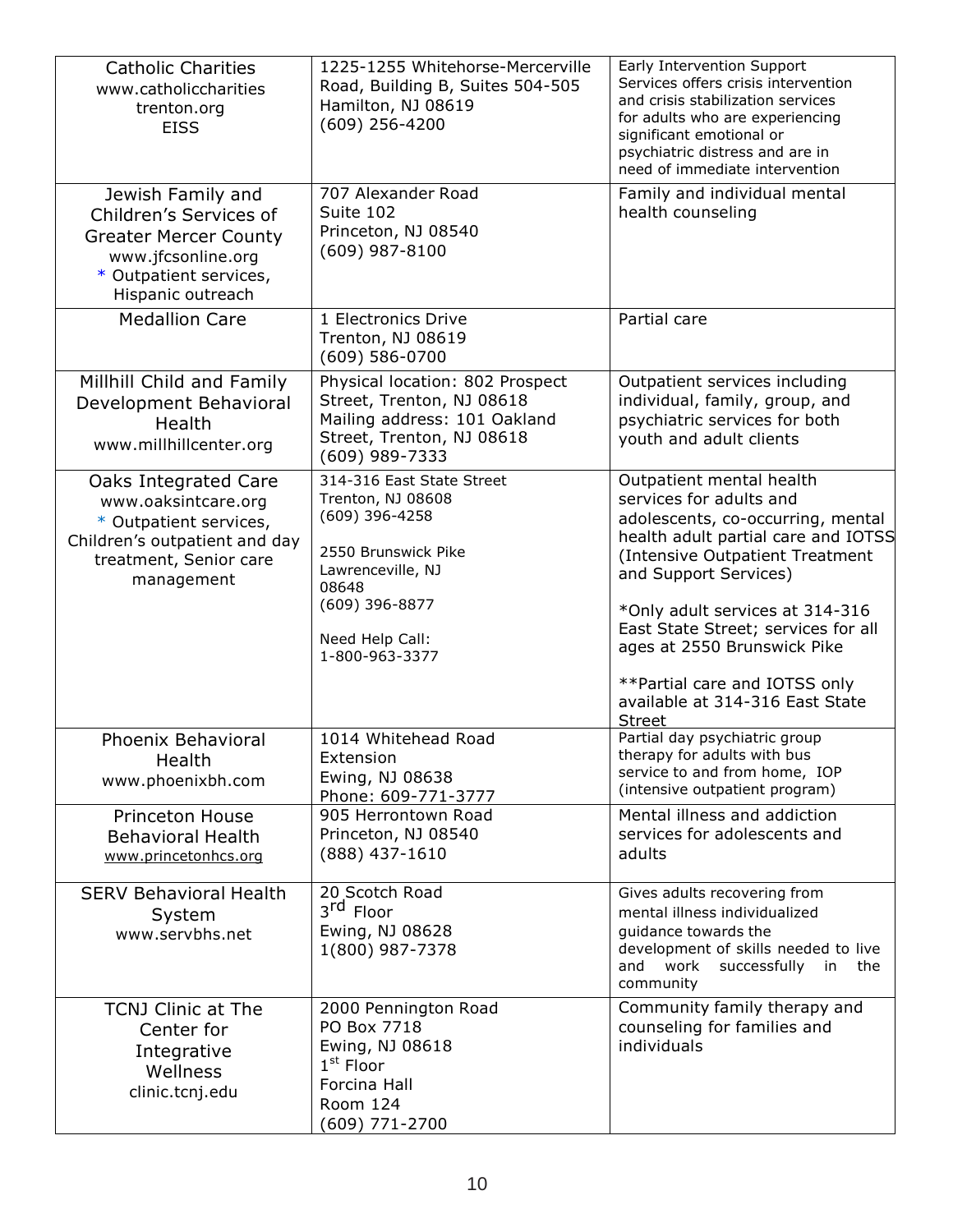| | | |
|---|---|---|
| Catholic Charities<br>www.catholiccharities<br>trenton.org<br>EISS | 1225-1255 Whitehorse-Mercerville Road, Building B, Suites 504-505<br>Hamilton, NJ 08619<br>(609) 256-4200 | Early Intervention Support Services offers crisis intervention and crisis stabilization services for adults who are experiencing significant emotional or psychiatric distress and are in need of immediate intervention |
| Jewish Family and Children's Services of Greater Mercer County<br>www.jfcsonline.org<br>* Outpatient services, Hispanic outreach | 707 Alexander Road<br>Suite 102<br>Princeton, NJ 08540<br>(609) 987-8100 | Family and individual mental health counseling |
| Medallion Care | 1 Electronics Drive<br>Trenton, NJ 08619<br>(609) 586-0700 | Partial care |
| Millhill Child and Family Development Behavioral Health<br>www.millhillcenter.org | Physical location: 802 Prospect Street, Trenton, NJ 08618<br>Mailing address: 101 Oakland Street, Trenton, NJ 08618<br>(609) 989-7333 | Outpatient services including individual, family, group, and psychiatric services for both youth and adult clients |
| Oaks Integrated Care<br>www.oaksintcare.org<br>* Outpatient services, Children's outpatient and day treatment, Senior care management | 314-316 East State Street<br>Trenton, NJ 08608<br>(609) 396-4258<br><br>2550 Brunswick Pike<br>Lawrenceville, NJ<br>08648<br>(609) 396-8877<br><br>Need Help Call:<br>1-800-963-3377 | Outpatient mental health services for adults and adolescents, co-occurring, mental health adult partial care and IOTSS (Intensive Outpatient Treatment and Support Services)<br><br>*Only adult services at 314-316 East State Street; services for all ages at 2550 Brunswick Pike<br><br>**Partial care and IOTSS only available at 314-316 East State Street |
| Phoenix Behavioral Health<br>www.phoenixbh.com | 1014 Whitehead Road Extension<br>Ewing, NJ 08638<br>Phone: 609-771-3777 | Partial day psychiatric group therapy for adults with bus service to and from home, IOP (intensive outpatient program) |
| Princeton House Behavioral Health<br>www.princetonhcs.org | 905 Herrontown Road<br>Princeton, NJ 08540<br>(888) 437-1610 | Mental illness and addiction services for adolescents and adults |
| SERV Behavioral Health System<br>www.servbhs.net | 20 Scotch Road<br>3rd Floor<br>Ewing, NJ 08628<br>1(800) 987-7378 | Gives adults recovering from mental illness individualized guidance towards the development of skills needed to live and work successfully in the community |
| TCNJ Clinic at The Center for Integrative Wellness<br>clinic.tcnj.edu | 2000 Pennington Road<br>PO Box 7718<br>Ewing, NJ 08618<br>1st Floor<br>Forcina Hall<br>Room 124<br>(609) 771-2700 | Community family therapy and counseling for families and individuals |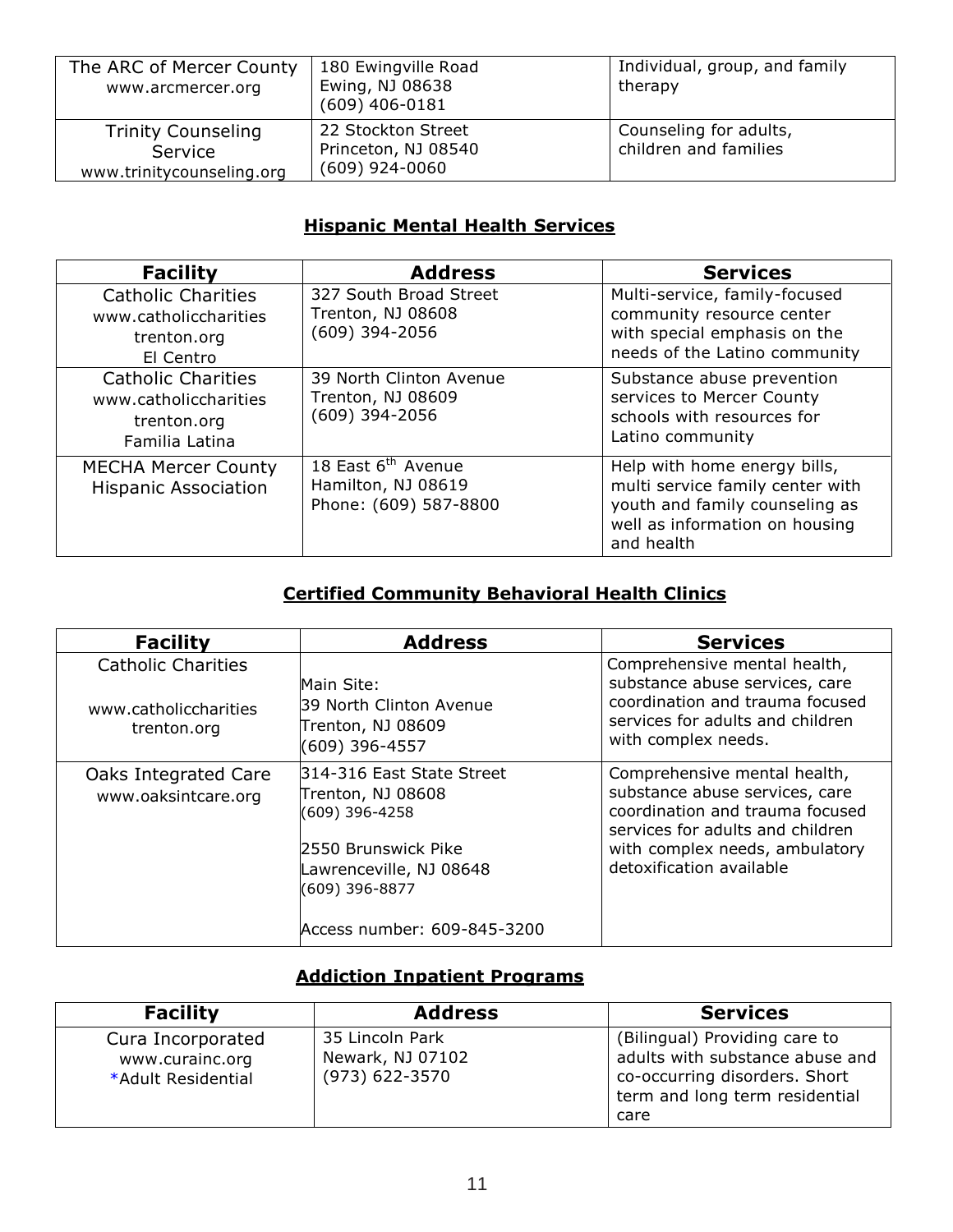| | | |
|---|---|---|
| The ARC of Mercer County www.arcmercer.org | 180 Ewingville Road Ewing, NJ 08638 (609) 406-0181 | Individual, group, and family therapy |
| Trinity Counseling Service www.trinitycounseling.org | 22 Stockton Street Princeton, NJ 08540 (609) 924-0060 | Counseling for adults, children and families |

## Hispanic Mental Health Services

| Facility | Address | Services |
|---|---|---|
| Catholic Charities www.catholiccharities trenton.org El Centro | 327 South Broad Street Trenton, NJ 08608 (609) 394-2056 | Multi-service, family-focused community resource center with special emphasis on the needs of the Latino community |
| Catholic Charities www.catholiccharities trenton.org Familia Latina | 39 North Clinton Avenue Trenton, NJ 08609 (609) 394-2056 | Substance abuse prevention services to Mercer County schools with resources for Latino community |
| MECHA Mercer County Hispanic Association | 18 East 6th Avenue Hamilton, NJ 08619 Phone: (609) 587-8800 | Help with home energy bills, multi service family center with youth and family counseling as well as information on housing and health |

## Certified Community Behavioral Health Clinics

| Facility | Address | Services |
|---|---|---|
| Catholic Charities www.catholiccharities trenton.org | Main Site: 39 North Clinton Avenue Trenton, NJ 08609 (609) 396-4557 | Comprehensive mental health, substance abuse services, care coordination and trauma focused services for adults and children with complex needs. |
| Oaks Integrated Care www.oaksintcare.org | 314-316 East State Street Trenton, NJ 08608 (609) 396-4258 <br> 2550 Brunswick Pike Lawrenceville, NJ 08648 (609) 396-8877 <br> Access number: 609-845-3200 | Comprehensive mental health, substance abuse services, care coordination and trauma focused services for adults and children with complex needs, ambulatory detoxification available |

## Addiction Inpatient Programs

| Facility | Address | Services |
|---|---|---|
| Cura Incorporated www.curainc.org *Adult Residential | 35 Lincoln Park Newark, NJ 07102 (973) 622-3570 | (Bilingual) Providing care to adults with substance abuse and co-occurring disorders. Short term and long term residential care |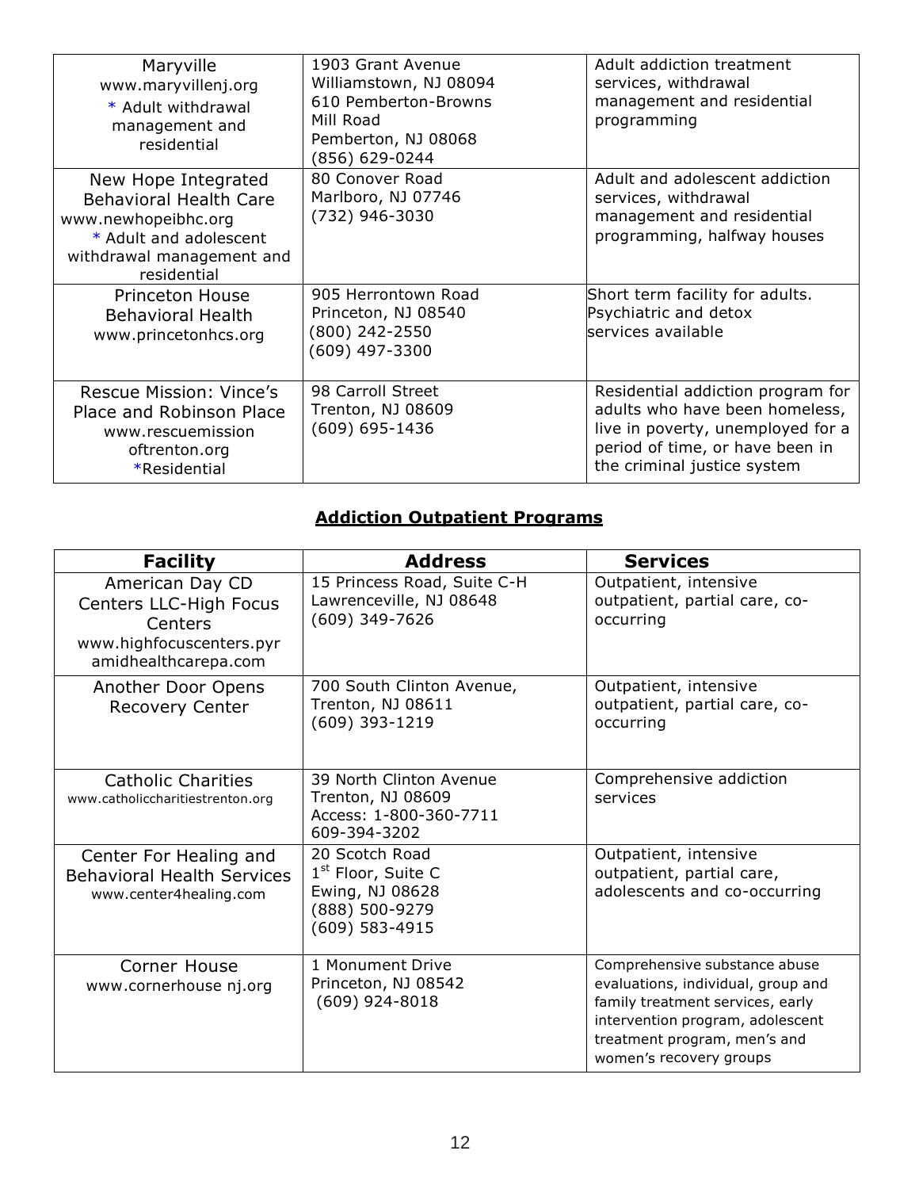| | | |
|---|---|---|
| Maryville<br>www.maryvillenj.org<br>* Adult withdrawal management and residential | 1903 Grant Avenue<br>Williamstown, NJ 08094<br>610 Pemberton-Browns Mill Road<br>Pemberton, NJ 08068<br>(856) 629-0244 | Adult addiction treatment services, withdrawal management and residential programming |
| New Hope Integrated Behavioral Health Care<br>www.newhopeibhc.org<br>* Adult and adolescent withdrawal management and residential | 80 Conover Road<br>Marlboro, NJ 07746<br>(732) 946-3030 | Adult and adolescent addiction services, withdrawal management and residential programming, halfway houses |
| Princeton House Behavioral Health<br>www.princetonhcs.org | 905 Herrontown Road<br>Princeton, NJ 08540<br>(800) 242-2550<br>(609) 497-3300 | Short term facility for adults. Psychiatric and detox services available |
| Rescue Mission: Vince's Place and Robinson Place<br>www.rescuemission oftrenton.org<br>*Residential | 98 Carroll Street<br>Trenton, NJ 08609<br>(609) 695-1436 | Residential addiction program for adults who have been homeless, live in poverty, unemployed for a period of time, or have been in the criminal justice system |

## Addiction Outpatient Programs

| Facility | Address | Services |
|---|---|---|
| American Day CD Centers LLC-High Focus Centers<br>www.highfocuscenters.pyramidhealthcarepa.com | 15 Princess Road, Suite C-H<br>Lawrenceville, NJ 08648<br>(609) 349-7626 | Outpatient, intensive outpatient, partial care, co-occurring |
| Another Door Opens Recovery Center | 700 South Clinton Avenue,<br>Trenton, NJ 08611<br>(609) 393-1219 | Outpatient, intensive outpatient, partial care, co-occurring |
| Catholic Charities<br>www.catholiccharitiestrenton.org | 39 North Clinton Avenue<br>Trenton, NJ 08609<br>Access: 1-800-360-7711<br>609-394-3202 | Comprehensive addiction services |
| Center For Healing and Behavioral Health Services<br>www.center4healing.com | 20 Scotch Road<br>1st Floor, Suite C<br>Ewing, NJ 08628<br>(888) 500-9279<br>(609) 583-4915 | Outpatient, intensive outpatient, partial care, adolescents and co-occurring |
| Corner House<br>www.cornerhouse nj.org | 1 Monument Drive<br>Princeton, NJ 08542<br>(609) 924-8018 | Comprehensive substance abuse evaluations, individual, group and family treatment services, early intervention program, adolescent treatment program, men's and women's recovery groups |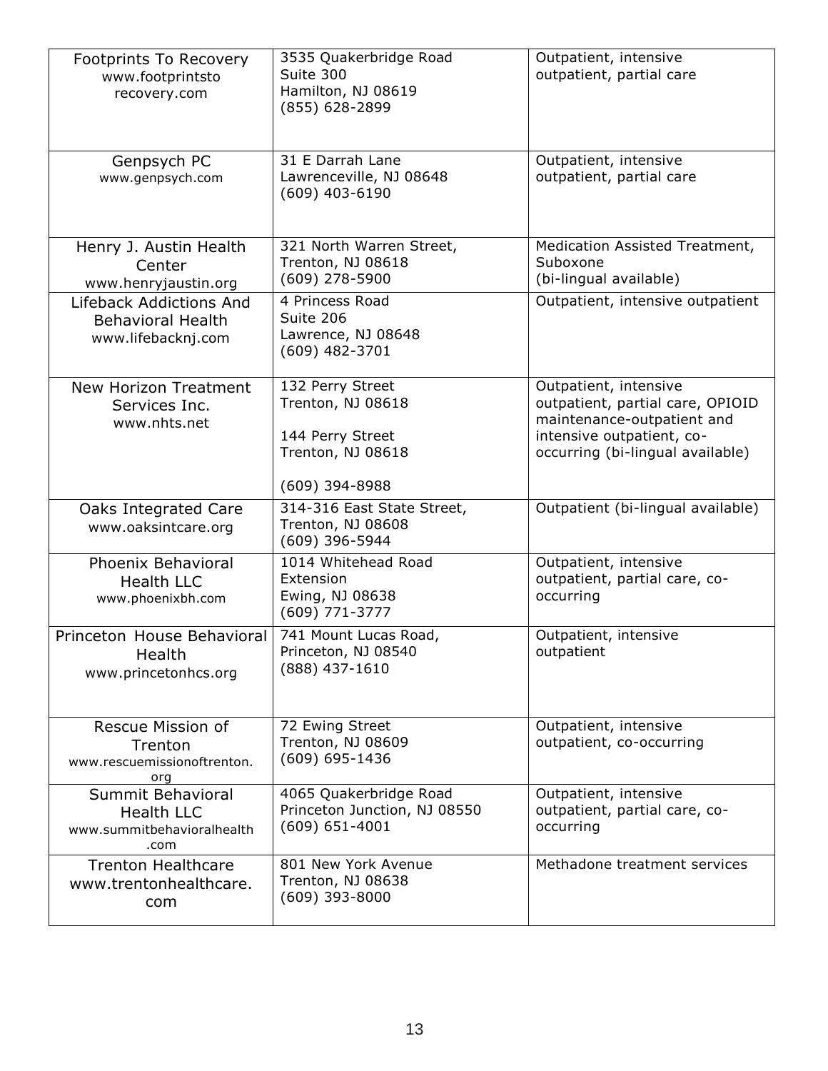| | | |
|---|---|---|
| Footprints To Recovery<br>www.footprintsto recovery.com | 3535 Quakerbridge Road<br>Suite 300<br>Hamilton, NJ 08619<br>(855) 628-2899 | Outpatient, intensive outpatient, partial care |
| Genpsych PC<br>www.genpsych.com | 31 E Darrah Lane<br>Lawrenceville, NJ 08648<br>(609) 403-6190 | Outpatient, intensive outpatient, partial care |
| Henry J. Austin Health Center<br>www.henryjaustin.org | 321 North Warren Street,<br>Trenton, NJ 08618<br>(609) 278-5900 | Medication Assisted Treatment, Suboxone<br>(bi-lingual available) |
| Lifeback Addictions And Behavioral Health<br>www.lifebacknj.com | 4 Princess Road<br>Suite 206<br>Lawrence, NJ 08648<br>(609) 482-3701 | Outpatient, intensive outpatient |
| New Horizon Treatment Services Inc.<br>www.nhts.net | 132 Perry Street<br>Trenton, NJ 08618<br><br>144 Perry Street<br>Trenton, NJ 08618<br><br>(609) 394-8988 | Outpatient, intensive outpatient, partial care, OPIOID maintenance-outpatient and intensive outpatient, co-occurring (bi-lingual available) |
| Oaks Integrated Care<br>www.oaksintcare.org | 314-316 East State Street,<br>Trenton, NJ 08608<br>(609) 396-5944 | Outpatient (bi-lingual available) |
| Phoenix Behavioral Health LLC<br>www.phoenixbh.com | 1014 Whitehead Road Extension<br>Ewing, NJ 08638<br>(609) 771-3777 | Outpatient, intensive outpatient, partial care, co-occurring |
| Princeton House Behavioral Health<br>www.princetonhcs.org | 741 Mount Lucas Road,<br>Princeton, NJ 08540<br>(888) 437-1610 | Outpatient, intensive outpatient |
| Rescue Mission of Trenton<br>www.rescuemissionoftrenton.org | 72 Ewing Street<br>Trenton, NJ 08609<br>(609) 695-1436 | Outpatient, intensive outpatient, co-occurring |
| Summit Behavioral Health LLC<br>www.summitbehavioralhealth.com | 4065 Quakerbridge Road<br>Princeton Junction, NJ 08550<br>(609) 651-4001 | Outpatient, intensive outpatient, partial care, co-occurring |
| Trenton Healthcare<br>www.trentonhealthcare.com | 801 New York Avenue<br>Trenton, NJ 08638<br>(609) 393-8000 | Methadone treatment services |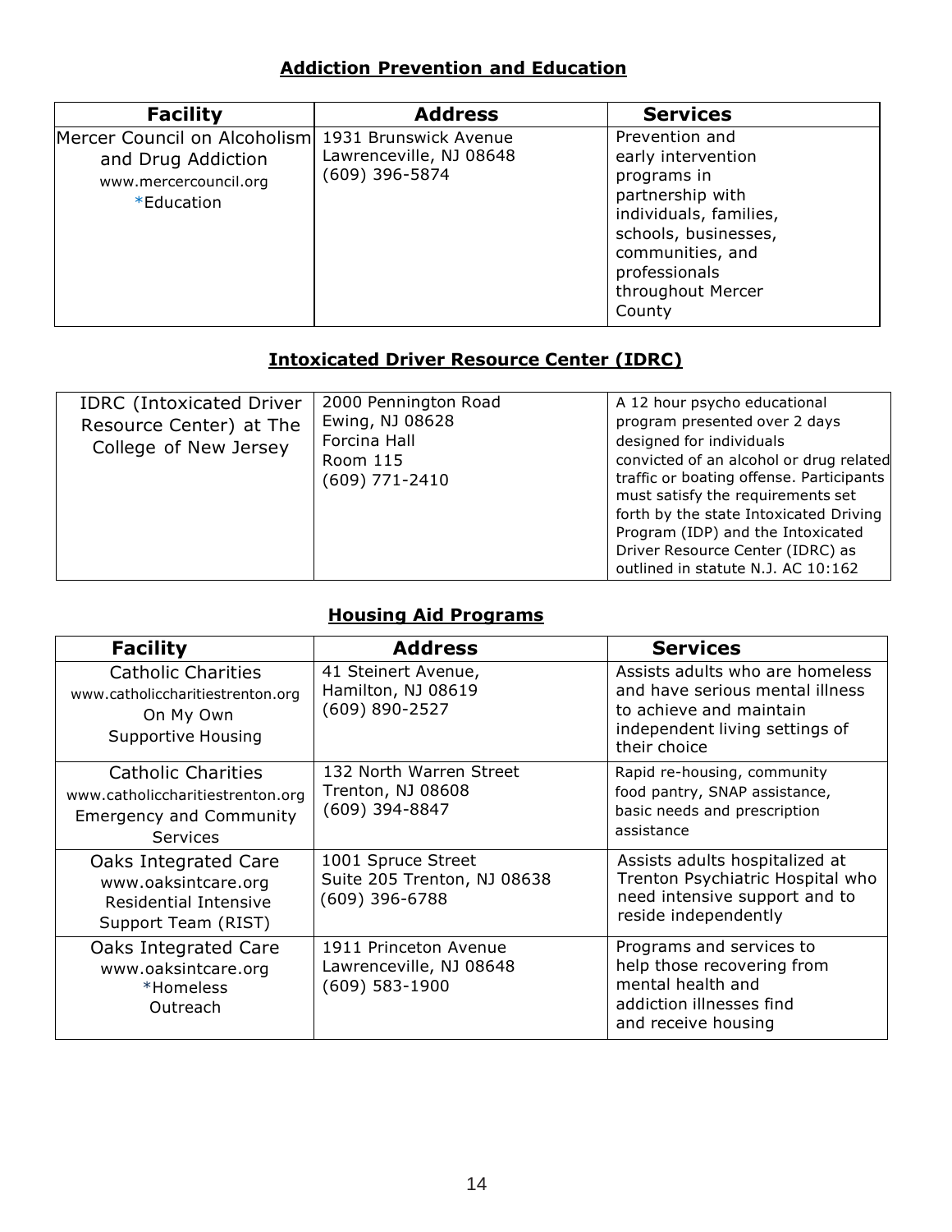## Addiction Prevention and Education

| Facility | Address | Services |
| --- | --- | --- |
| Mercer Council on Alcoholism and Drug Addiction www.mercercouncil.org *Education | 1931 Brunswick Avenue Lawrenceville, NJ 08648 (609) 396-5874 | Prevention and early intervention programs in partnership with individuals, families, schools, businesses, communities, and professionals throughout Mercer County |

## Intoxicated Driver Resource Center (IDRC)

| | | |
| --- | --- | --- |
| IDRC (Intoxicated Driver Resource Center) at The College of New Jersey | 2000 Pennington Road Ewing, NJ 08628 Forcina Hall Room 115 (609) 771-2410 | A 12 hour psycho educational program presented over 2 days designed for individuals convicted of an alcohol or drug related traffic or boating offense. Participants must satisfy the requirements set forth by the state Intoxicated Driving Program (IDP) and the Intoxicated Driver Resource Center (IDRC) as outlined in statute N.J. AC 10:162 |

## Housing Aid Programs

| Facility | Address | Services |
| --- | --- | --- |
| Catholic Charities www.catholiccharitiestrenton.org On My Own Supportive Housing | 41 Steinert Avenue, Hamilton, NJ 08619 (609) 890-2527 | Assists adults who are homeless and have serious mental illness to achieve and maintain independent living settings of their choice |
| Catholic Charities www.catholiccharitiestrenton.org Emergency and Community Services | 132 North Warren Street Trenton, NJ 08608 (609) 394-8847 | Rapid re-housing, community food pantry, SNAP assistance, basic needs and prescription assistance |
| Oaks Integrated Care www.oaksintcare.org Residential Intensive Support Team (RIST) | 1001 Spruce Street Suite 205 Trenton, NJ 08638 (609) 396-6788 | Assists adults hospitalized at Trenton Psychiatric Hospital who need intensive support and to reside independently |
| Oaks Integrated Care www.oaksintcare.org *Homeless Outreach | 1911 Princeton Avenue Lawrenceville, NJ 08648 (609) 583-1900 | Programs and services to help those recovering from mental health and addiction illnesses find and receive housing |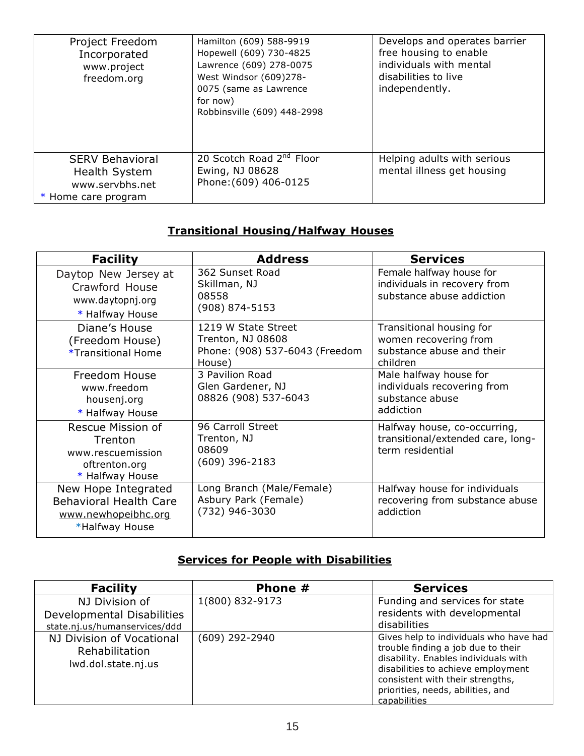| | | |
|---|---|---|
| Project Freedom Incorporated www.projectfreedom.org | Hamilton (609) 588-9919<br>Hopewell (609) 730-4825<br>Lawrence (609) 278-0075<br>West Windsor (609)278-0075 (same as Lawrence for now)<br>Robbinsville (609) 448-2998 | Develops and operates barrier free housing to enable individuals with mental disabilities to live independently. |
| SERV Behavioral Health System www.servbhs.net<br>* Home care program | 20 Scotch Road 2[nd] Floor<br>Ewing, NJ 08628<br>Phone:(609) 406-0125 | Helping adults with serious mental illness get housing |

## Transitional Housing/Halfway Houses

| Facility | Address | Services |
|---|---|---|
| Daytop New Jersey at Crawford House www.daytopnj.org<br>* Halfway House | 362 Sunset Road<br>Skillman, NJ 08558<br>(908) 874-5153 | Female halfway house for individuals in recovery from substance abuse addiction |
| Diane's House (Freedom House)<br>*Transitional Home | 1219 W State Street<br>Trenton, NJ 08608<br>Phone: (908) 537-6043 (Freedom House) | Transitional housing for women recovering from substance abuse and their children |
| Freedom House www.freedomhousenj.org<br>* Halfway House | 3 Pavilion Road<br>Glen Gardener, NJ 08826 (908) 537-6043 | Male halfway house for individuals recovering from substance abuse addiction |
| Rescue Mission of Trenton www.rescuemissionoftrenton.org<br>* Halfway House | 96 Carroll Street<br>Trenton, NJ 08609<br>(609) 396-2183 | Halfway house, co-occurring, transitional/extended care, long-term residential |
| New Hope Integrated Behavioral Health Care www.newhopeibhc.org<br>*Halfway House | Long Branch (Male/Female)<br>Asbury Park (Female)<br>(732) 946-3030 | Halfway house for individuals recovering from substance abuse addiction |

## Services for People with Disabilities

| Facility | Phone # | Services |
|---|---|---|
| NJ Division of Developmental Disabilities state.nj.us/humanservices/ddd | 1(800) 832-9173 | Funding and services for state residents with developmental disabilities |
| NJ Division of Vocational Rehabilitation lwd.dol.state.nj.us | (609) 292-2940 | Gives help to individuals who have had trouble finding a job due to their disability. Enables individuals with disabilities to achieve employment consistent with their strengths, priorities, needs, abilities, and capabilities |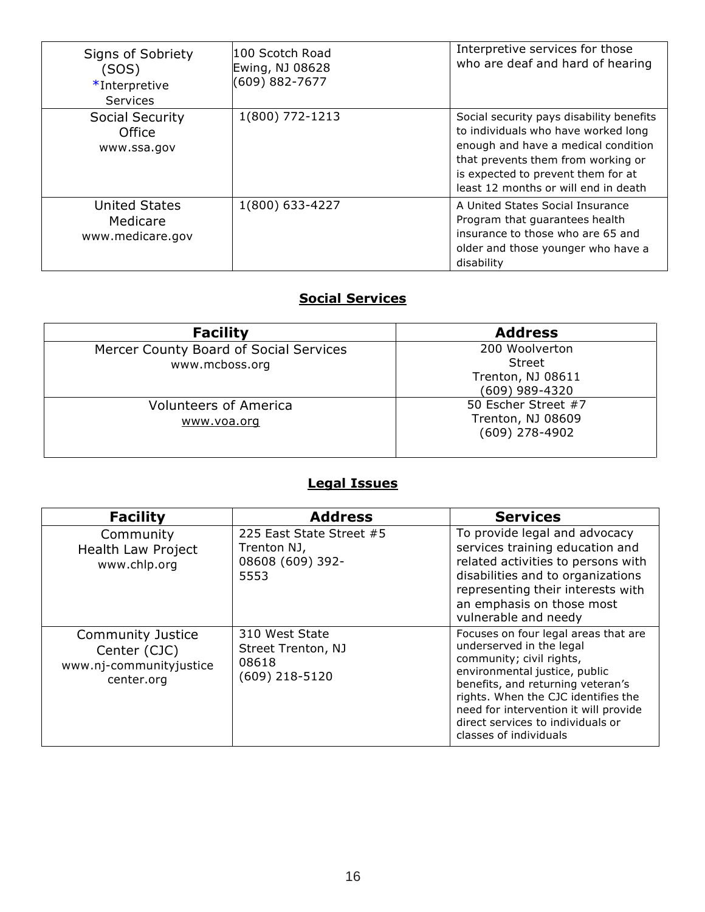| | | |
|---|---|---|
| Signs of Sobriety (SOS) *Interpretive Services | 100 Scotch Road Ewing, NJ 08628 (609) 882-7677 | Interpretive services for those who are deaf and hard of hearing |
| Social Security Office www.ssa.gov | 1(800) 772-1213 | Social security pays disability benefits to individuals who have worked long enough and have a medical condition that prevents them from working or is expected to prevent them for at least 12 months or will end in death |
| United States Medicare www.medicare.gov | 1(800) 633-4227 | A United States Social Insurance Program that guarantees health insurance to those who are 65 and older and those younger who have a disability |

## Social Services

| Facility | Address |
|---|---|
| Mercer County Board of Social Services www.mcboss.org | 200 Woolverton Street Trenton, NJ 08611 (609) 989-4320 |
| Volunteers of America www.voa.org | 50 Escher Street #7 Trenton, NJ 08609 (609) 278-4902 |

## Legal Issues

| Facility | Address | Services |
|---|---|---|
| Community Health Law Project www.chlp.org | 225 East State Street #5 Trenton NJ, 08608 (609) 392-5553 | To provide legal and advocacy services training education and related activities to persons with disabilities and to organizations representing their interests with an emphasis on those most vulnerable and needy |
| Community Justice Center (CJC) www.nj-communityjustice center.org | 310 West State Street Trenton, NJ 08618 (609) 218-5120 | Focuses on four legal areas that are underserved in the legal community; civil rights, environmental justice, public benefits, and returning veteran's rights. When the CJC identifies the need for intervention it will provide direct services to individuals or classes of individuals |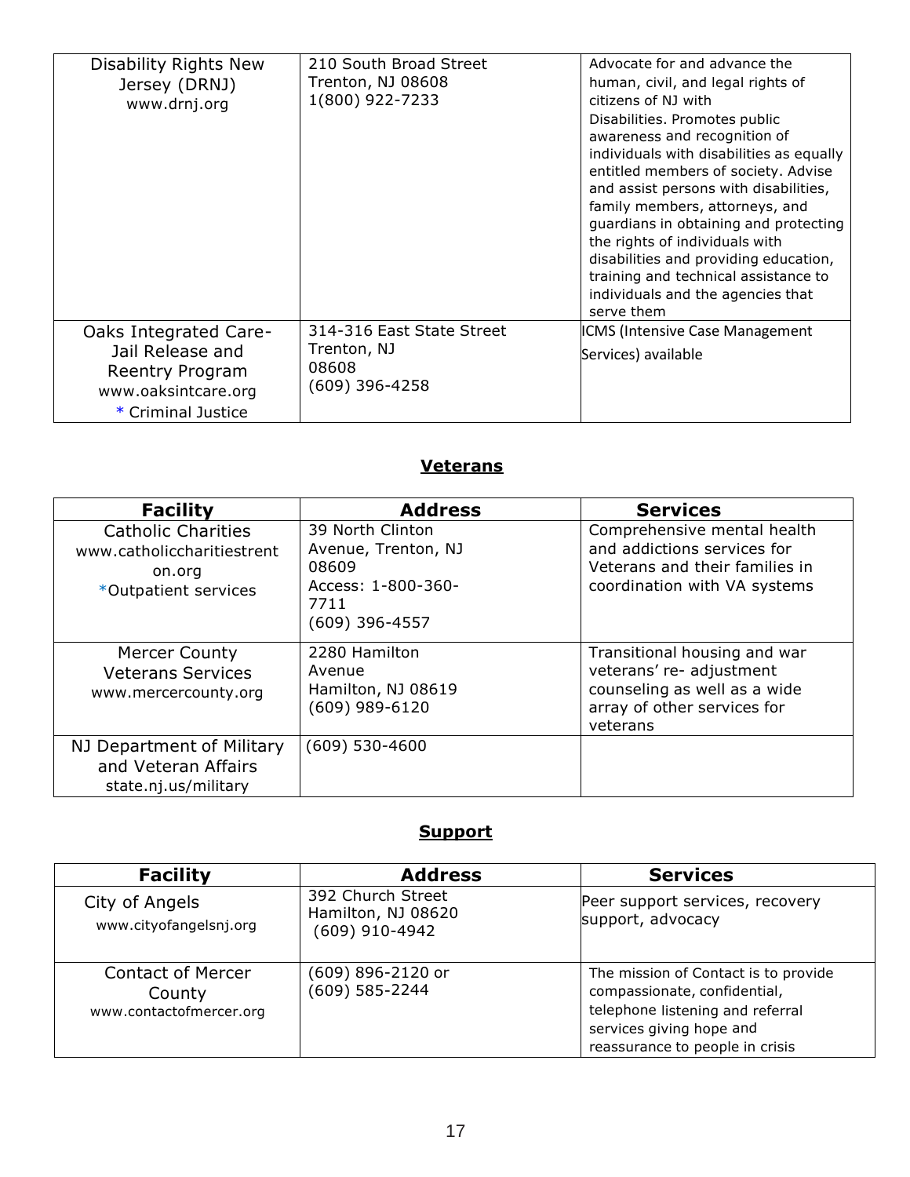| | | |
|---|---|---|
| Disability Rights New Jersey (DRNJ) www.drnj.org | 210 South Broad Street Trenton, NJ 08608 1(800) 922-7233 | Advocate for and advance the human, civil, and legal rights of citizens of NJ with Disabilities. Promotes public awareness and recognition of individuals with disabilities as equally entitled members of society. Advise and assist persons with disabilities, family members, attorneys, and guardians in obtaining and protecting the rights of individuals with disabilities and providing education, training and technical assistance to individuals and the agencies that serve them |
| Oaks Integrated Care- Jail Release and Reentry Program www.oaksintcare.org * Criminal Justice | 314-316 East State Street Trenton, NJ 08608 (609) 396-4258 | ICMS (Intensive Case Management Services) available |

## Veterans

| Facility | Address | Services |
|---|---|---|
| Catholic Charities www.catholiccharitiestrenton.org *Outpatient services | 39 North Clinton Avenue, Trenton, NJ 08609 Access: 1-800-360-7711 (609) 396-4557 | Comprehensive mental health and addictions services for Veterans and their families in coordination with VA systems |
| Mercer County Veterans Services www.mercercounty.org | 2280 Hamilton Avenue Hamilton, NJ 08619 (609) 989-6120 | Transitional housing and war veterans' re- adjustment counseling as well as a wide array of other services for veterans |
| NJ Department of Military and Veteran Affairs state.nj.us/military | (609) 530-4600 | |

## Support

| Facility | Address | Services |
|---|---|---|
| City of Angels www.cityofangelsnj.org | 392 Church Street Hamilton, NJ 08620 (609) 910-4942 | Peer support services, recovery support, advocacy |
| Contact of Mercer County www.contactofmercer.org | (609) 896-2120 or (609) 585-2244 | The mission of Contact is to provide compassionate, confidential, telephone listening and referral services giving hope and reassurance to people in crisis |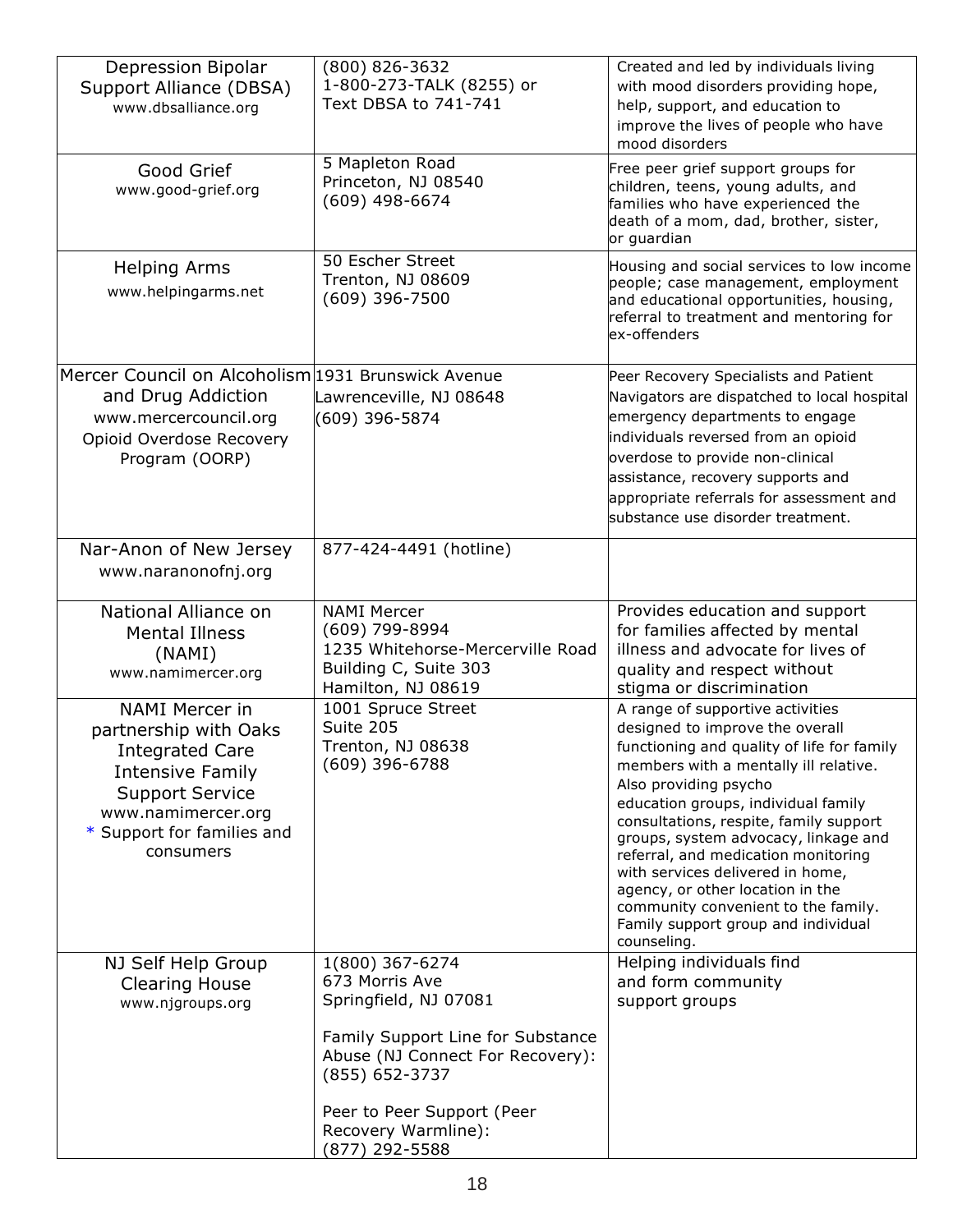| | | |
|---|---|---|
| Depression Bipolar Support Alliance (DBSA)<br>www.dbsalliance.org | (800) 826-3632<br>1-800-273-TALK (8255) or<br>Text DBSA to 741-741 | Created and led by individuals living with mood disorders providing hope, help, support, and education to improve the lives of people who have mood disorders |
| Good Grief<br>www.good-grief.org | 5 Mapleton Road<br>Princeton, NJ 08540<br>(609) 498-6674 | Free peer grief support groups for children, teens, young adults, and families who have experienced the death of a mom, dad, brother, sister, or guardian |
| Helping Arms<br>www.helpingarms.net | 50 Escher Street<br>Trenton, NJ 08609<br>(609) 396-7500 | Housing and social services to low income people; case management, employment and educational opportunities, housing, referral to treatment and mentoring for ex-offenders |
| Mercer Council on Alcoholism and Drug Addiction<br>www.mercercouncil.org<br>Opioid Overdose Recovery Program (OORP) | 1931 Brunswick Avenue<br>Lawrenceville, NJ 08648<br>(609) 396-5874 | Peer Recovery Specialists and Patient Navigators are dispatched to local hospital emergency departments to engage individuals reversed from an opioid overdose to provide non-clinical assistance, recovery supports and appropriate referrals for assessment and substance use disorder treatment. |
| Nar-Anon of New Jersey<br>www.naranonofnj.org | 877-424-4491 (hotline) | |
| National Alliance on Mental Illness (NAMI)<br>www.namimercer.org | NAMI Mercer<br>(609) 799-8994<br>1235 Whitehorse-Mercerville Road<br>Building C, Suite 303<br>Hamilton, NJ 08619 | Provides education and support for families affected by mental illness and advocate for lives of quality and respect without stigma or discrimination |
| NAMI Mercer in partnership with Oaks Integrated Care Intensive Family Support Service<br>www.namimercer.org<br>* Support for families and consumers | 1001 Spruce Street<br>Suite 205<br>Trenton, NJ 08638<br>(609) 396-6788 | A range of supportive activities designed to improve the overall functioning and quality of life for family members with a mentally ill relative. Also providing psycho education groups, individual family consultations, respite, family support groups, system advocacy, linkage and referral, and medication monitoring with services delivered in home, agency, or other location in the community convenient to the family. Family support group and individual counseling. |
| NJ Self Help Group Clearing House<br>www.njgroups.org | 1(800) 367-6274<br>673 Morris Ave<br>Springfield, NJ 07081<br><br>Family Support Line for Substance Abuse (NJ Connect For Recovery):<br>(855) 652-3737<br><br>Peer to Peer Support (Peer Recovery Warmline):<br>(877) 292-5588 | Helping individuals find and form community support groups |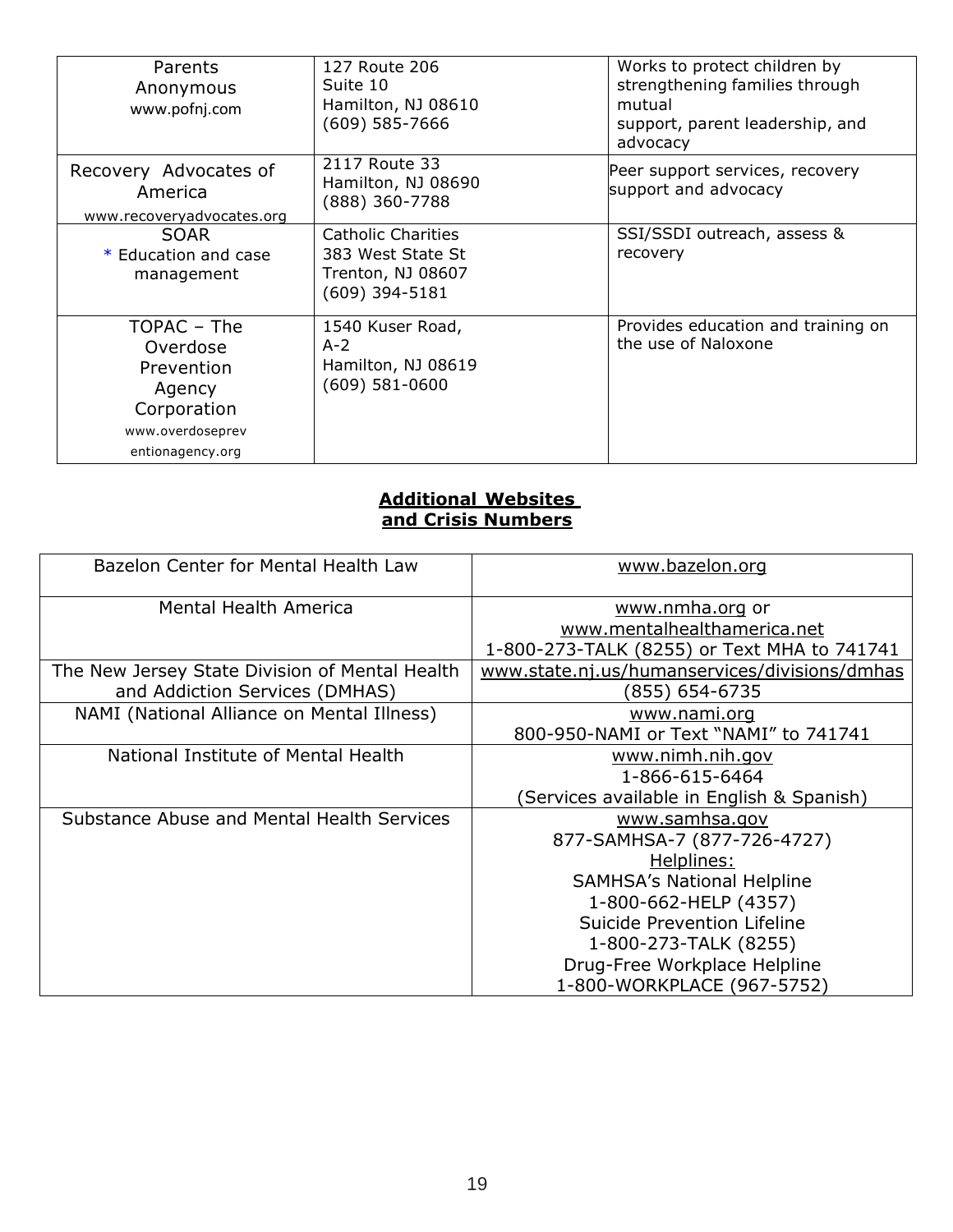| | | |
|---|---|---|
| Parents Anonymous www.pofnj.com | 127 Route 206 Suite 10 Hamilton, NJ 08610 (609) 585-7666 | Works to protect children by strengthening families through mutual support, parent leadership, and advocacy |
| Recovery Advocates of America www.recoveryadvocates.org | 2117 Route 33 Hamilton, NJ 08690 (888) 360-7788 | Peer support services, recovery support and advocacy |
| SOAR * Education and case management | Catholic Charities 383 West State St Trenton, NJ 08607 (609) 394-5181 | SSI/SSDI outreach, assess & recovery |
| TOPAC – The Overdose Prevention Agency Corporation www.overdoseprev entionagency.org | 1540 Kuser Road, A-2 Hamilton, NJ 08619 (609) 581-0600 | Provides education and training on the use of Naloxone |

## Additional Websites and Crisis Numbers

| | |
|---|---|
| Bazelon Center for Mental Health Law | www.bazelon.org |
| Mental Health America | www.nmha.org or www.mentalhealthamerica.net 1-800-273-TALK (8255) or Text MHA to 741741 |
| The New Jersey State Division of Mental Health and Addiction Services (DMHAS) | www.state.nj.us/humanservices/divisions/dmhas (855) 654-6735 |
| NAMI (National Alliance on Mental Illness) | www.nami.org 800-950-NAMI or Text "NAMI" to 741741 |
| National Institute of Mental Health | www.nimh.nih.gov 1-866-615-6464 (Services available in English & Spanish) |
| Substance Abuse and Mental Health Services | www.samhsa.gov 877-SAMHSA-7 (877-726-4727) Helplines: SAMHSA's National Helpline 1-800-662-HELP (4357) Suicide Prevention Lifeline 1-800-273-TALK (8255) Drug-Free Workplace Helpline 1-800-WORKPLACE (967-5752) |